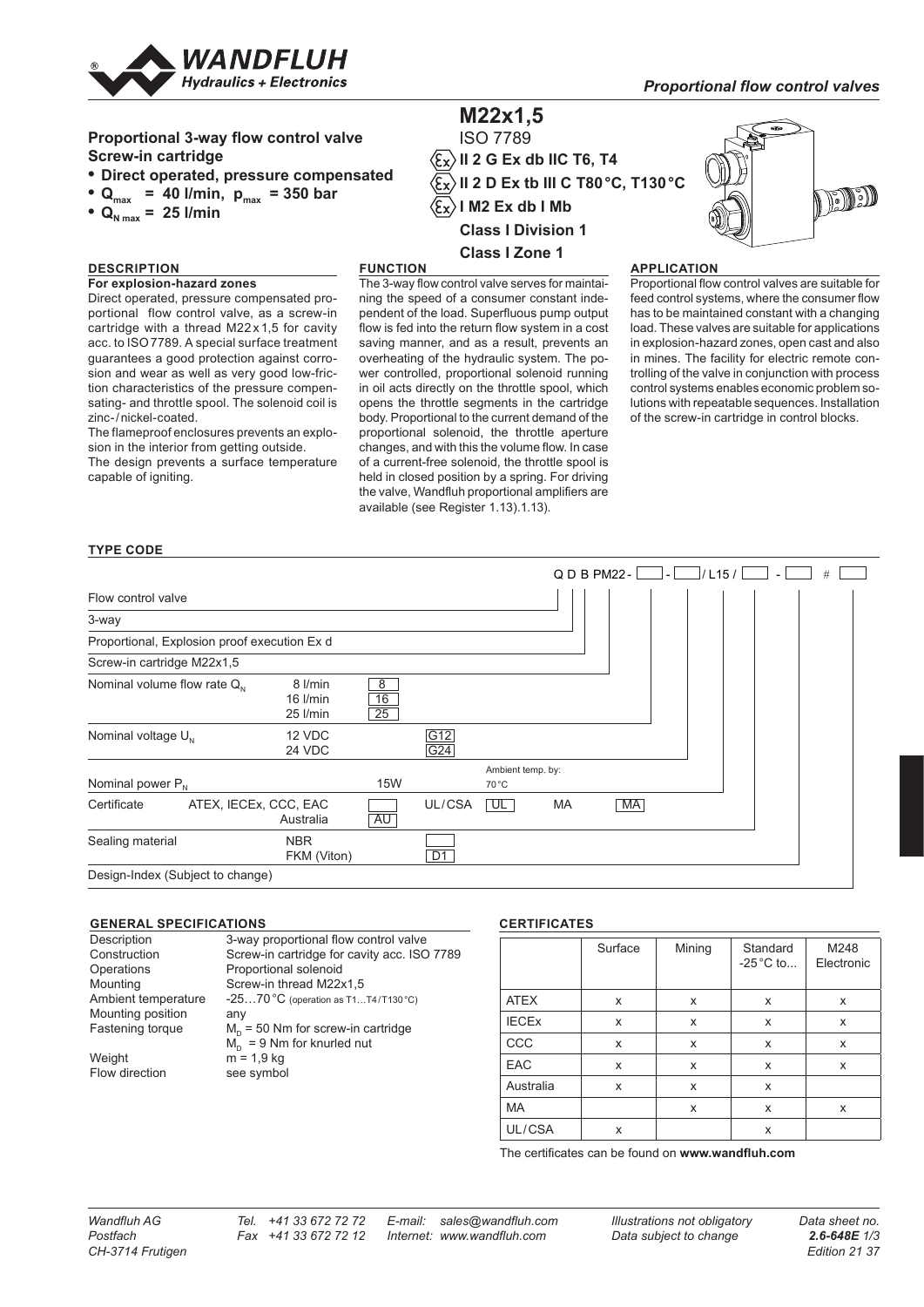# Proportional 3-way flow control valve
## Screw-in cartridge

- **Direct operated, pressure compensated**
- **$Q_{max}$ = 40 l/min, $p_{max}$ = 350 bar**
- **$Q_{N\,max}$ = 25 l/min**

**M22x1,5**
ISO 7789
**II 2 G Ex db IIC T6, T4**
**II 2 D Ex tb III C T80 °C, T130 °C**
**I M2 Ex db I Mb**
**Class I Division 1**
**Class I Zone 1**

### DESCRIPTION

**For explosion-hazard zones**

Direct operated, pressure compensated proportional flow control valve, as a screw-in cartridge with a thread M22 x 1,5 for cavity acc. to ISO 7789. A special surface treatment guarantees a good protection against corrosion and wear as well as very good low-friction characteristics of the pressure compensating- and throttle spool. The solenoid coil is zinc- / nickel-coated.

The flameproof enclosures prevents an explosion in the interior from getting outside.

The design prevents a surface temperature capable of igniting.

### FUNCTION

The 3-way flow control valve serves for maintaining the speed of a consumer constant independent of the load. Superfluous pump output flow is fed into the return flow system in a cost saving manner, and as a result, prevents an overheating of the hydraulic system. The power controlled, proportional solenoid running in oil acts directly on the throttle spool, which opens the throttle segments in the cartridge body. Proportional to the current demand of the proportional solenoid, the throttle aperture changes, and with this the volume flow. In case of a current-free solenoid, the throttle spool is held in closed position by a spring. For driving the valve, Wandfluh proportional amplifiers are available (see Register 1.13).1.13).

### APPLICATION

Proportional flow control valves are suitable for feed control systems, where the consumer flow has to be maintained constant with a changing load. These valves are suitable for applications in explosion-hazard zones, open cast and also in mines. The facility for electric remote controlling of the valve in conjunction with process control systems enables economic problem solutions with repeatable sequences. Installation of the screw-in cartridge in control blocks.

### TYPE CODE

Q D B PM22 - [ ] - [ ] / L15 / [ ] - [ ] # [ ]

| | | | | |
|---|---|---|---|---|
| Flow control valve | | | | Q |
| 3-way | | | | D |
| Proportional, Explosion proof execution Ex d | | | | B |
| Screw-in cartridge M22x1,5 | | | | PM22 |
| Nominal volume flow rate $Q_N$ | 8 l/min | 8 | | |
| | 16 l/min | 16 | | |
| | 25 l/min | 25 | | |
| Nominal voltage $U_N$ | 12 VDC | | G12 | |
| | 24 VDC | | G24 | |
| Nominal power $P_N$ | | 15W | | Ambient temp. by: 70 °C → L15 |
| Certificate | ATEX, IECEx, CCC, EAC | | UL/CSA: UL | MA: MA |
| | Australia | AU | | |
| Sealing material | NBR | | | |
| | FKM (Viton) | | D1 | |
| Design-Index (Subject to change) | | | | # |

### GENERAL SPECIFICATIONS

| | |
|---|---|
| Description | 3-way proportional flow control valve |
| Construction | Screw-in cartridge for cavity acc. ISO 7789 |
| Operations | Proportional solenoid |
| Mounting | Screw-in thread M22x1,5 |
| Ambient temperature | -25…70 °C (operation as T1…T4 / T130 °C) |
| Mounting position | any |
| Fastening torque | $M_D$ = 50 Nm for screw-in cartridge<br>$M_D$ = 9 Nm for knurled nut |
| Weight | m = 1,9 kg |
| Flow direction | see symbol |

### CERTIFICATES

| | Surface | Mining | Standard -25 °C to... | M248 Electronic |
|---|---|---|---|---|
| ATEX | x | x | x | x |
| IECEx | x | x | x | x |
| CCC | x | x | x | x |
| EAC | x | x | x | x |
| Australia | x | x | x | |
| MA | | x | x | x |
| UL/CSA | x | | x | |

The certificates can be found on **www.wandfluh.com**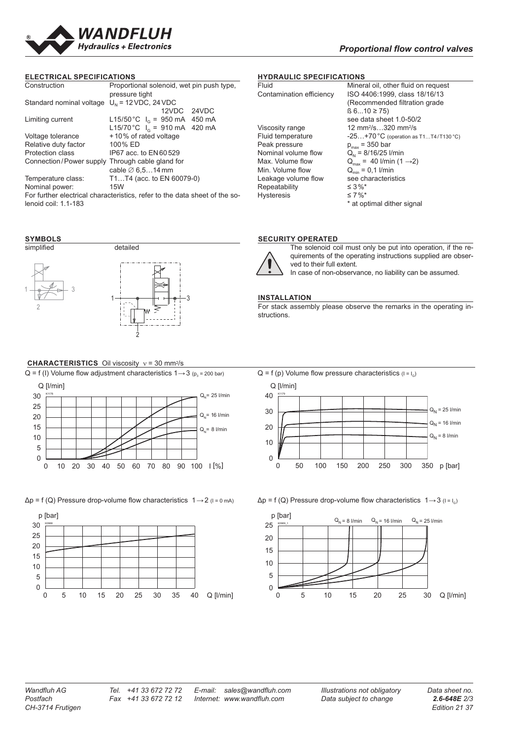## ELECTRICAL SPECIFICATIONS

| | | | |
|---|---|---|---|
| Construction | Proportional solenoid, wet pin push type, pressure tight | | |
| Standard nominal voltage | $U_N$ = 12 VDC, 24 VDC | | |
| | | 12VDC | 24VDC |
| Limiting current | L15/50 °C $I_G$ = | 950 mA | 450 mA |
| | L15/70 °C $I_G$ = | 910 mA | 420 mA |
| Voltage tolerance | + 10 % of rated voltage | | |
| Relative duty factor | 100 % ED | | |
| Protection class | IP67 acc. to EN 60 529 | | |
| Connection / Power supply | Through cable gland for cable ∅ 6,5…14 mm | | |
| Temperature class: | T1…T4 (acc. to EN 60079-0) | | |
| Nominal power: | 15W | | |

For further electrical characteristics, refer to the data sheet of the solenoid coil: 1.1-183

## HYDRAULIC SPECIFICATIONS

| | |
|---|---|
| Fluid | Mineral oil, other fluid on request |
| Contamination efficiency | ISO 4406:1999, class 18/16/13 (Recommended filtration grade ß 6...10 ≥ 75) see data sheet 1.0-50/2 |
| Viscosity range | 12 mm²/s…320 mm²/s |
| Fluid temperature | -25…+70 °C (operation as T1…T4 / T130 °C) |
| Peak pressure | $p_{max}$ = 350 bar |
| Nominal volume flow | $Q_N$ = 8/16/25 l/min |
| Max. Volume flow | $Q_{max}$ = 40 l/min (1 → 2) |
| Min. Volume flow | $Q_{min}$ = 0,1 l/min |
| Leakage volume flow | see characteristics |
| Repeatability | ≤ 3 %* |
| Hysteresis | ≤ 7 %* |

\* at optimal dither signal

## SYMBOLS

simplified detailed

## SECURITY OPERATED

The solenoid coil must only be put into operation, if the requirements of the operating instructions supplied are observed to their full extent.
In case of non-observance, no liability can be assumed.

## INSTALLATION

For stack assembly please observe the remarks in the operating instructions.

## CHARACTERISTICS Oil viscosity ν = 30 mm²/s

Q = f (I) Volume flow adjustment characteristics 1 → 3 ($p_3$ = 200 bar)

Q = f (p) Volume flow pressure characteristics ($I = I_G$)

Δp = f (Q) Pressure drop-volume flow characteristics 1 → 2 (I = 0 mA)

Δp = f (Q) Pressure drop-volume flow characteristics 1 → 3 ($I = I_G$)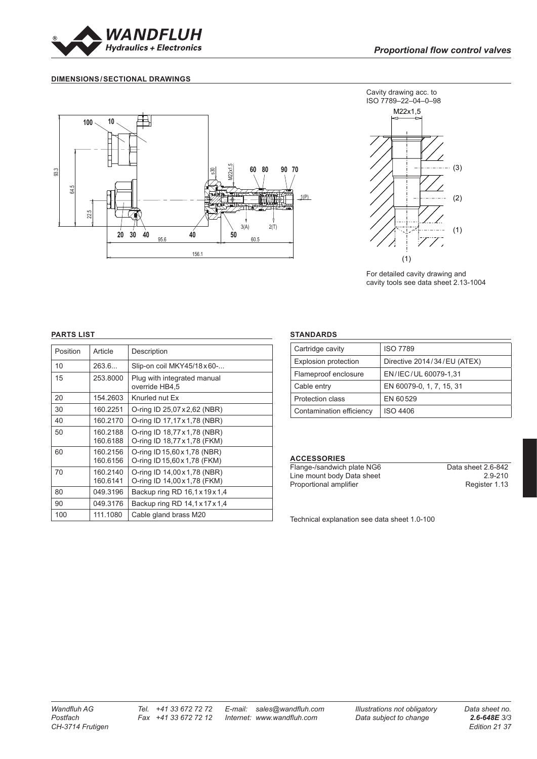## DIMENSIONS / SECTIONAL DRAWINGS

Cavity drawing acc. to ISO 7789–22–04–0–98

M22x1,5

(3)

(2)

(1)

(1)

For detailed cavity drawing and cavity tools see data sheet 2.13-1004

100 10

93.3

64.5

22.5

20 30 40

95.6

40

156.1

s30

M22x1.5

60 80 90 70

1(P)

3(A) 2(T)

50

60.5

## PARTS LIST

| Position | Article | Description |
|---|---|---|
| 10 | 263.6... | Slip-on coil MKY45/18 x 60-... |
| 15 | 253.8000 | Plug with integrated manual override HB4,5 |
| 20 | 154.2603 | Knurled nut Ex |
| 30 | 160.2251 | O-ring ID 25,07 x 2,62 (NBR) |
| 40 | 160.2170 | O-ring ID 17,17 x 1,78 (NBR) |
| 50 | 160.2188<br>160.6188 | O-ring ID 18,77 x 1,78 (NBR)<br>O-ring ID 18,77 x 1,78 (FKM) |
| 60 | 160.2156<br>160.6156 | O-ring ID 15,60 x 1,78 (NBR)<br>O-ring ID 15,60 x 1,78 (FKM) |
| 70 | 160.2140<br>160.6141 | O-ring ID 14,00 x 1,78 (NBR)<br>O-ring ID 14,00 x 1,78 (FKM) |
| 80 | 049.3196 | Backup ring RD 16,1 x 19 x 1,4 |
| 90 | 049.3176 | Backup ring RD 14,1 x 17 x 1,4 |
| 100 | 111.1080 | Cable gland brass M20 |

## STANDARDS

| | |
|---|---|
| Cartridge cavity | ISO 7789 |
| Explosion protection | Directive 2014/34/EU (ATEX) |
| Flameproof enclosure | EN/IEC/UL 60079-1,31 |
| Cable entry | EN 60079-0, 1, 7, 15, 31 |
| Protection class | EN 60529 |
| Contamination efficiency | ISO 4406 |

## ACCESSORIES

| | |
|---|---|
| Flange-/sandwich plate NG6 | Data sheet 2.6-842 |
| Line mount body Data sheet | 2.9-210 |
| Proportional amplifier | Register 1.13 |

Technical explanation see data sheet 1.0-100